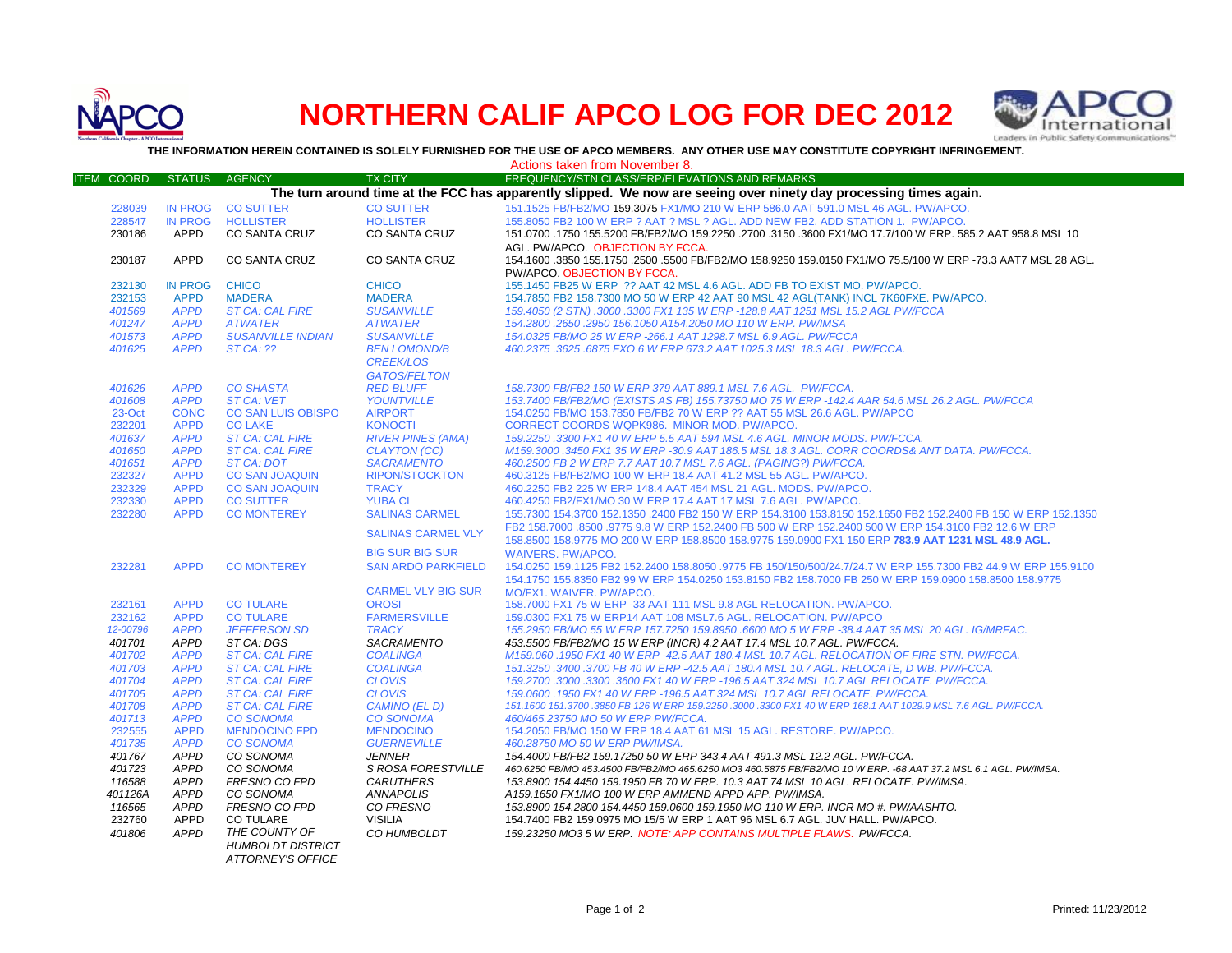# NORTHERN CALIF APCO LOG FOR DEC 2012

**THE INFORMATION HEREIN CONTAINED IS SOLELY FURNISHED FOR THE USE OF APCO MEMBERS. ANY OTHER USE MAY CONSTITUTE COPYRIGHT INFRINGEMENT.**

Actions taken from November 8.

| ITEM COORD | STATUS | AGENCY | TX CITY | FREQUENCY/STN CLASS/ERP/ELEVATIONS AND REMARKS |
|---|---|---|---|---|
| **The turn around time at the FCC has apparently slipped. We now are seeing over ninety day processing times again.** | | | | |
| 228039 | IN PROG | CO SUTTER | CO SUTTER | 151.1525 FB/FB2/MO 159.3075 FX1/MO 210 W ERP 586.0 AAT 591.0 MSL 46 AGL. PW/APCO. |
| 228547 | IN PROG | HOLLISTER | HOLLISTER | 155.8050 FB2 100 W ERP ? AAT ? MSL ? AGL. ADD NEW FB2. ADD STATION 1. PW/APCO. |
| 230186 | APPD | CO SANTA CRUZ | CO SANTA CRUZ | 151.0700 .1750 155.5200 FB/FB2/MO 159.2250 .2700 .3150 .3600 FX1/MO 17.7/100 W ERP. 585.2 AAT 958.8 MSL 10 AGL. PW/APCO. OBJECTION BY FCCA. |
| 230187 | APPD | CO SANTA CRUZ | CO SANTA CRUZ | 154.1600 .3850 155.1750 .2500 .5500 FB/FB2/MO 158.9250 159.0150 FX1/MO 75.5/100 W ERP -73.3 AAT7 MSL 28 AGL. PW/APCO. OBJECTION BY FCCA. |
| 232130 | IN PROG | CHICO | CHICO | 155.1450 FB25 W ERP ?? AAT 42 MSL 4.6 AGL. ADD FB TO EXIST MO. PW/APCO. |
| 232153 | APPD | MADERA | MADERA | 154.7850 FB2 158.7300 MO 50 W ERP 42 AAT 90 MSL 42 AGL(TANK) INCL 7K60FXE. PW/APCO. |
| *401569* | *APPD* | *ST CA: CAL FIRE* | *SUSANVILLE* | *159.4050 (2 STN) .3000 .3300 FX1 135 W ERP -128.8 AAT 1251 MSL 15.2 AGL PW/FCCA* |
| *401247* | *APPD* | *ATWATER* | *ATWATER* | *154.2800 .2650 .2950 156.1050 A154.2050 MO 110 W ERP. PW/IMSA* |
| *401573* | *APPD* | *SUSANVILLE INDIAN* | *SUSANVILLE* | *154.0325 FB/MO 25 W ERP -266.1 AAT 1298.7 MSL 6.9 AGL. PW/FCCA* |
| *401625* | *APPD* | *ST CA: ??* | *BEN LOMOND/B CREEK/LOS GATOS/FELTON* | *460.2375 .3625 .6875 FXO 6 W ERP 673.2 AAT 1025.3 MSL 18.3 AGL. PW/FCCA.* |
| *401626* | *APPD* | *CO SHASTA* | *RED BLUFF* | *158.7300 FB/FB2 150 W ERP 379 AAT 889.1 MSL 7.6 AGL. PW/FCCA.* |
| *401608* | *APPD* | *ST CA: VET* | *YOUNTVILLE* | *153.7400 FB/FB2/MO (EXISTS AS FB) 155.73750 MO 75 W ERP -142.4 AAR 54.6 MSL 26.2 AGL. PW/FCCA* |
| 23-Oct | CONC | CO SAN LUIS OBISPO | AIRPORT | 154.0250 FB/MO 153.7850 FB/FB2 70 W ERP ?? AAT 55 MSL 26.6 AGL. PW/APCO |
| 232201 | APPD | CO LAKE | KONOCTI | CORRECT COORDS WQPK986. MINOR MOD. PW/APCO. |
| *401637* | *APPD* | *ST CA: CAL FIRE* | *RIVER PINES (AMA)* | *159.2250 .3300 FX1 40 W ERP 5.5 AAT 594 MSL 4.6 AGL. MINOR MODS. PW/FCCA.* |
| *401650* | *APPD* | *ST CA: CAL FIRE* | *CLAYTON (CC)* | *M159.3000 .3450 FX1 35 W ERP -30.9 AAT 186.5 MSL 18.3 AGL. CORR COORDS& ANT DATA. PW/FCCA.* |
| *401651* | *APPD* | *ST CA: DOT* | *SACRAMENTO* | *460.2500 FB 2 W ERP 7.7 AAT 10.7 MSL 7.6 AGL. (PAGING?) PW/FCCA.* |
| 232327 | APPD | CO SAN JOAQUIN | RIPON/STOCKTON | 460.3125 FB/FB2/MO 100 W ERP 18.4 AAT 41.2 MSL 55 AGL. PW/APCO. |
| 232329 | APPD | CO SAN JOAQUIN | TRACY | 460.2250 FB2 225 W ERP 148.4 AAT 454 MSL 21 AGL. MODS. PW/APCO. |
| 232330 | APPD | CO SUTTER | YUBA CI | 460.4250 FB2/FX1/MO 30 W ERP 17.4 AAT 17 MSL 7.6 AGL. PW/APCO. |
| 232280 | APPD | CO MONTEREY | SALINAS CARMEL SALINAS CARMEL VLY BIG SUR BIG SUR | 155.7300 154.3700 152.1350 .2400 FB2 150 W ERP 154.3100 153.8150 152.1650 FB2 152.2400 FB 150 W ERP 152.1350 FB2 158.7000 .8500 .9775 9.8 W ERP 152.2400 FB 500 W ERP 152.2400 500 W ERP 154.3100 FB2 12.6 W ERP 158.8500 158.9775 MO 200 W ERP 158.8500 158.9775 159.0900 FX1 150 ERP **783.9 AAT 1231 MSL 48.9 AGL.** WAIVERS. PW/APCO. |
| 232281 | APPD | CO MONTEREY | SAN ARDO PARKFIELD CARMEL VLY BIG SUR | 154.0250 159.1125 FB2 152.2400 158.8050 .9775 FB 150/150/500/24.7/24.7 W ERP 155.7300 FB2 44.9 W ERP 155.9100 154.1750 155.8350 FB2 99 W ERP 154.0250 153.8150 FB2 158.7000 FB 250 W ERP 159.0900 158.8500 158.9775 MO/FX1. WAIVER. PW/APCO. |
| 232161 | APPD | CO TULARE | OROSI | 158.7000 FX1 75 W ERP -33 AAT 111 MSL 9.8 AGL RELOCATION. PW/APCO. |
| 232162 | APPD | CO TULARE | FARMERSVILLE | 159.0300 FX1 75 W ERP14 AAT 108 MSL7.6 AGL. RELOCATION. PW/APCO |
| *12-00796* | *APPD* | *JEFFERSON SD* | *TRACY* | *155.2950 FB/MO 55 W ERP 157.7250 159.8950 .6600 MO 5 W ERP -38.4 AAT 35 MSL 20 AGL. IG/MRFAC.* |
| *401701* | *APPD* | *ST CA: DGS* | *SACRAMENTO* | *453.5500 FB/FB2/MO 15 W ERP (INCR) 4.2 AAT 17.4 MSL 10.7 AGL. PW/FCCA.* |
| *401702* | *APPD* | *ST CA: CAL FIRE* | *COALINGA* | *M159.060 .1950 FX1 40 W ERP -42.5 AAT 180.4 MSL 10.7 AGL. RELOCATION OF FIRE STN. PW/FCCA.* |
| *401703* | *APPD* | *ST CA: CAL FIRE* | *COALINGA* | *151.3250 .3400 .3700 FB 40 W ERP -42.5 AAT 180.4 MSL 10.7 AGL. RELOCATE, D WB. PW/FCCA.* |
| *401704* | *APPD* | *ST CA: CAL FIRE* | *CLOVIS* | *159.2700 .3000 .3300 .3600 FX1 40 W ERP -196.5 AAT 324 MSL 10.7 AGL RELOCATE. PW/FCCA.* |
| *401705* | *APPD* | *ST CA: CAL FIRE* | *CLOVIS* | *159.0600 .1950 FX1 40 W ERP -196.5 AAT 324 MSL 10.7 AGL RELOCATE. PW/FCCA.* |
| *401708* | *APPD* | *ST CA: CAL FIRE* | *CAMINO (EL D)* | *151.1600 151.3700 .3850 FB 126 W ERP 159.2250 .3000 .3300 FX1 40 W ERP 168.1 AAT 1029.9 MSL 7.6 AGL. PW/FCCA.* |
| *401713* | *APPD* | *CO SONOMA* | *CO SONOMA* | *460/465.23750 MO 50 W ERP PW/FCCA.* |
| 232555 | APPD | MENDOCINO FPD | MENDOCINO | 154.2050 FB/MO 150 W ERP 18.4 AAT 61 MSL 15 AGL. RESTORE. PW/APCO. |
| *401735* | *APPD* | *CO SONOMA* | *GUERNEVILLE* | *460.28750 MO 50 W ERP PW/IMSA.* |
| *401767* | *APPD* | *CO SONOMA* | *JENNER* | *154.4000 FB/FB2 159.17250 50 W ERP 343.4 AAT 491.3 MSL 12.2 AGL. PW/FCCA.* |
| *401723* | *APPD* | *CO SONOMA* | *S ROSA FORESTVILLE* | *460.6250 FB/MO 453.4500 FB/FB2/MO 465.6250 MO3 460.5875 FB/FB2/MO 10 W ERP. -68 AAT 37.2 MSL 6.1 AGL. PW/IMSA.* |
| *116588* | *APPD* | *FRESNO CO FPD* | *CARUTHERS* | *153.8900 154.4450 159.1950 FB 70 W ERP. 10.3 AAT 74 MSL 10 AGL. RELOCATE. PW/IMSA.* |
| *401126A* | *APPD* | *CO SONOMA* | *ANNAPOLIS* | *A159.1650 FX1/MO 100 W ERP AMMEND APPD APP. PW/IMSA.* |
| *116565* | *APPD* | *FRESNO CO FPD* | *CO FRESNO* | *153.8900 154.2800 154.4450 159.0600 159.1950 MO 110 W ERP. INCR MO #. PW/AASHTO.* |
| 232760 | APPD | CO TULARE | VISILIA | 154.7400 FB2 159.0975 MO 15/5 W ERP 1 AAT 96 MSL 6.7 AGL. JUV HALL. PW/APCO. |
| *401806* | *APPD* | *THE COUNTY OF HUMBOLDT DISTRICT ATTORNEY'S OFFICE* | *CO HUMBOLDT* | *159.23250 MO3 5 W ERP. NOTE: APP CONTAINS MULTIPLE FLAWS. PW/FCCA.* |

Printed: 11/23/2012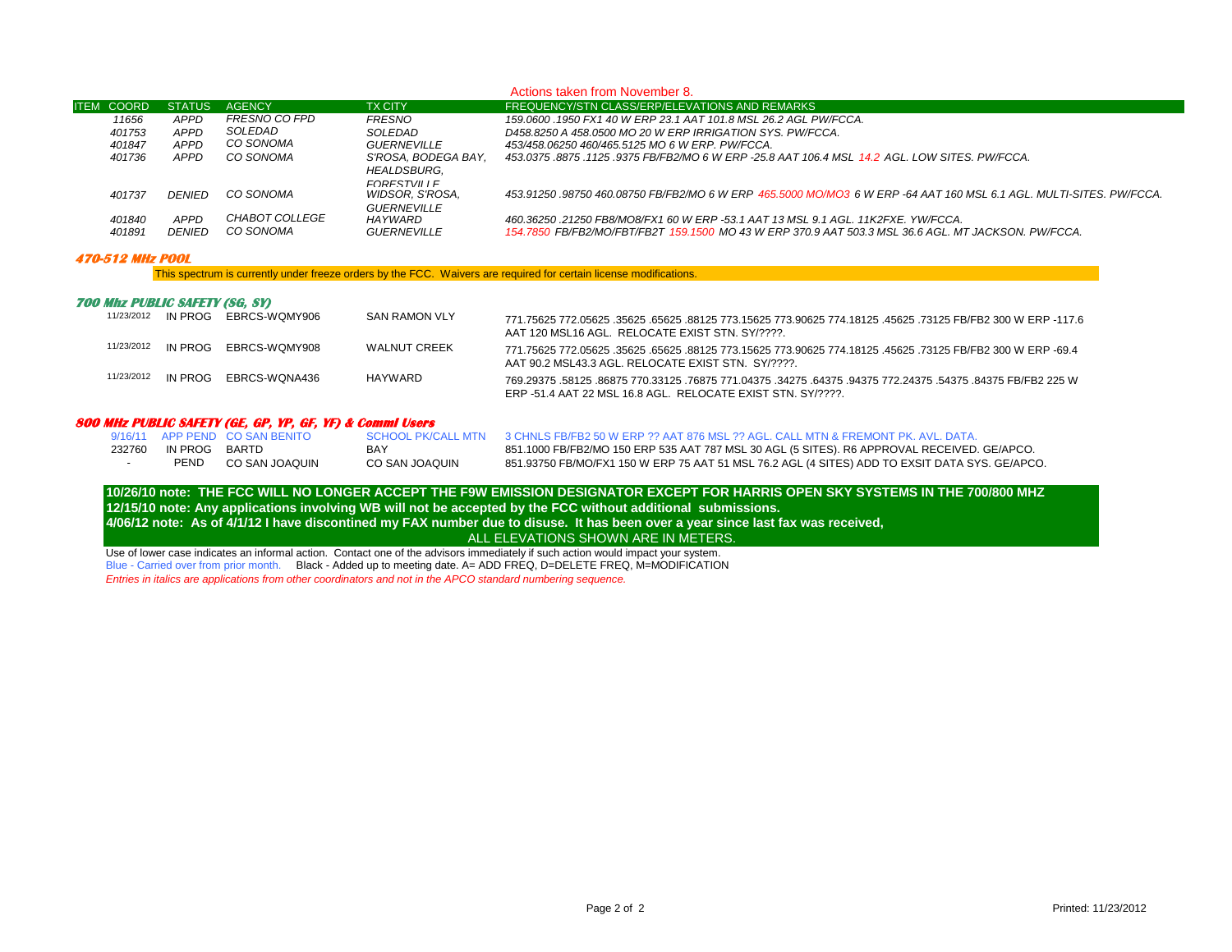Actions taken from November 8.

| ITEM | COORD | STATUS | AGENCY | TX CITY | FREQUENCY/STN CLASS/ERP/ELEVATIONS AND REMARKS |
|---|---|---|---|---|---|
| | *11656* | *APPD* | *FRESNO CO FPD* | *FRESNO* | *159.0600 .1950 FX1 40 W ERP 23.1 AAT 101.8 MSL 26.2 AGL PW/FCCA.* |
| | *401753* | *APPD* | *SOLEDAD* | *SOLEDAD* | *D458.8250 A 458.0500 MO 20 W ERP IRRIGATION SYS. PW/FCCA.* |
| | *401847* | *APPD* | *CO SONOMA* | *GUERNEVILLE* | *453/458.06250 460/465.5125 MO 6 W ERP. PW/FCCA.* |
| | *401736* | *APPD* | *CO SONOMA* | *S'ROSA, BODEGA BAY, HEALDSBURG, FORESTVILLE* | *453.0375 .8875 .1125 .9375 FB/FB2/MO 6 W ERP -25.8 AAT 106.4 MSL 14.2 AGL. LOW SITES. PW/FCCA.* |
| | *401737* | *DENIED* | *CO SONOMA* | *WIDSOR, S'ROSA, GUERNEVILLE* | *453.91250 .98750 460.08750 FB/FB2/MO 6 W ERP 465.5000 MO/MO3 6 W ERP -64 AAT 160 MSL 6.1 AGL. MULTI-SITES. PW/FCCA.* |
| | *401840* | *APPD* | *CHABOT COLLEGE* | *HAYWARD* | *460.36250 .21250 FB8/MO8/FX1 60 W ERP -53.1 AAT 13 MSL 9.1 AGL. 11K2FXE. YW/FCCA.* |
| | *401891* | *DENIED* | *CO SONOMA* | *GUERNEVILLE* | *154.7850 FB/FB2/MO/FBT/FB2T 159.1500 MO 43 W ERP 370.9 AAT 503.3 MSL 36.6 AGL. MT JACKSON. PW/FCCA.* |

### 470-512 MHz POOL

This spectrum is currently under freeze orders by the FCC. Waivers are required for certain license modifications.

### 700 Mhz PUBLIC SAFETY (SG, SY)

| | | | | |
|---|---|---|---|---|
| 11/23/2012 | IN PROG | EBRCS-WQMY906 | SAN RAMON VLY | 771.75625 772.05625 .35625 .65625 .88125 773.15625 773.90625 774.18125 .45625 .73125 FB/FB2 300 W ERP -117.6 AAT 120 MSL16 AGL. RELOCATE EXIST STN. SY/????. |
| 11/23/2012 | IN PROG | EBRCS-WQMY908 | WALNUT CREEK | 771.75625 772.05625 .35625 .65625 .88125 773.15625 773.90625 774.18125 .45625 .73125 FB/FB2 300 W ERP -69.4 AAT 90.2 MSL43.3 AGL. RELOCATE EXIST STN. SY/????. |
| 11/23/2012 | IN PROG | EBRCS-WQNA436 | HAYWARD | 769.29375 .58125 .86875 770.33125 .76875 771.04375 .34275 .64375 .94375 772.24375 .54375 .84375 FB/FB2 225 W ERP -51.4 AAT 22 MSL 16.8 AGL. RELOCATE EXIST STN. SY/????. |

### 800 MHz PUBLIC SAFETY (GE, GP, YP, GF, YF) & Comml Users

| | | | | |
|---|---|---|---|---|
| 9/16/11 | APP PEND | CO SAN BENITO | SCHOOL PK/CALL MTN | 3 CHNLS FB/FB2 50 W ERP ?? AAT 876 MSL ?? AGL. CALL MTN & FREMONT PK. AVL. DATA. |
| 232760 | IN PROG | BARTD | BAY | 851.1000 FB/FB2/MO 150 ERP 535 AAT 787 MSL 30 AGL (5 SITES). R6 APPROVAL RECEIVED. GE/APCO. |
| - | PEND | CO SAN JOAQUIN | CO SAN JOAQUIN | 851.93750 FB/MO/FX1 150 W ERP 75 AAT 51 MSL 76.2 AGL (4 SITES) ADD TO EXSIT DATA SYS. GE/APCO. |

**10/26/10 note: THE FCC WILL NO LONGER ACCEPT THE F9W EMISSION DESIGNATOR EXCEPT FOR HARRIS OPEN SKY SYSTEMS IN THE 700/800 MHZ**

**12/15/10 note: Any applications involving WB will not be accepted by the FCC without additional submissions.**

**4/06/12 note: As of 4/1/12 I have discontinued my FAX number due to disuse. It has been over a year since last fax was received,**

ALL ELEVATIONS SHOWN ARE IN METERS.

Use of lower case indicates an informal action. Contact one of the advisors immediately if such action would impact your system.

Blue - Carried over from prior month. Black - Added up to meeting date. A= ADD FREQ, D=DELETE FREQ, M=MODIFICATION

*Entries in italics are applications from other coordinators and not in the APCO standard numbering sequence.*

Printed: 11/23/2012